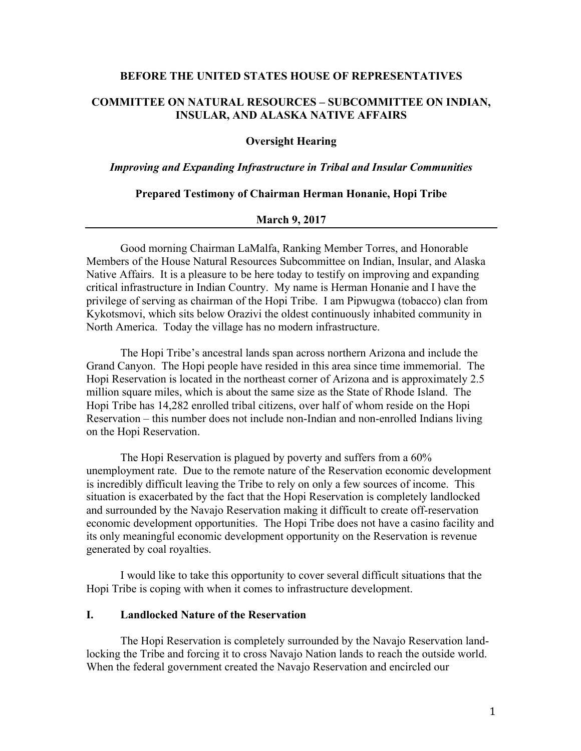**BEFORE THE UNITED STATES HOUSE OF REPRESENTATIVES**

**COMMITTEE ON NATURAL RESOURCES – SUBCOMMITTEE ON INDIAN, INSULAR, AND ALASKA NATIVE AFFAIRS**

**Oversight Hearing**

***Improving and Expanding Infrastructure in Tribal and Insular Communities***

**Prepared Testimony of Chairman Herman Honanie, Hopi Tribe**

**March 9, 2017**

---

Good morning Chairman LaMalfa, Ranking Member Torres, and Honorable Members of the House Natural Resources Subcommittee on Indian, Insular, and Alaska Native Affairs. It is a pleasure to be here today to testify on improving and expanding critical infrastructure in Indian Country. My name is Herman Honanie and I have the privilege of serving as chairman of the Hopi Tribe. I am Pipwugwa (tobacco) clan from Kykotsmovi, which sits below Orazivi the oldest continuously inhabited community in North America. Today the village has no modern infrastructure.

The Hopi Tribe's ancestral lands span across northern Arizona and include the Grand Canyon. The Hopi people have resided in this area since time immemorial. The Hopi Reservation is located in the northeast corner of Arizona and is approximately 2.5 million square miles, which is about the same size as the State of Rhode Island. The Hopi Tribe has 14,282 enrolled tribal citizens, over half of whom reside on the Hopi Reservation – this number does not include non-Indian and non-enrolled Indians living on the Hopi Reservation.

The Hopi Reservation is plagued by poverty and suffers from a 60% unemployment rate. Due to the remote nature of the Reservation economic development is incredibly difficult leaving the Tribe to rely on only a few sources of income. This situation is exacerbated by the fact that the Hopi Reservation is completely landlocked and surrounded by the Navajo Reservation making it difficult to create off-reservation economic development opportunities. The Hopi Tribe does not have a casino facility and its only meaningful economic development opportunity on the Reservation is revenue generated by coal royalties.

I would like to take this opportunity to cover several difficult situations that the Hopi Tribe is coping with when it comes to infrastructure development.

## I. Landlocked Nature of the Reservation

The Hopi Reservation is completely surrounded by the Navajo Reservation land-locking the Tribe and forcing it to cross Navajo Nation lands to reach the outside world. When the federal government created the Navajo Reservation and encircled our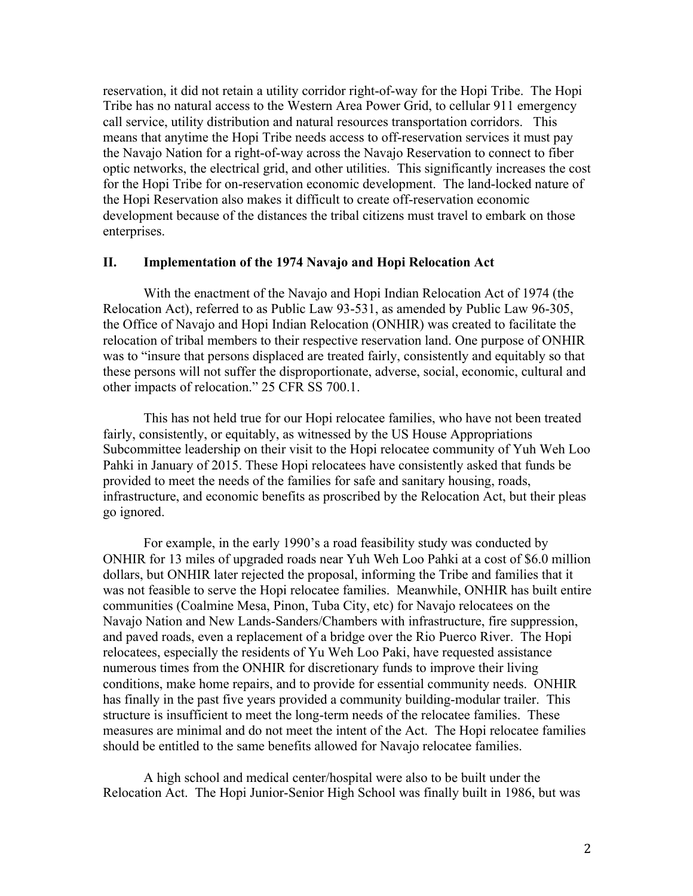reservation, it did not retain a utility corridor right-of-way for the Hopi Tribe. The Hopi Tribe has no natural access to the Western Area Power Grid, to cellular 911 emergency call service, utility distribution and natural resources transportation corridors. This means that anytime the Hopi Tribe needs access to off-reservation services it must pay the Navajo Nation for a right-of-way across the Navajo Reservation to connect to fiber optic networks, the electrical grid, and other utilities. This significantly increases the cost for the Hopi Tribe for on-reservation economic development. The land-locked nature of the Hopi Reservation also makes it difficult to create off-reservation economic development because of the distances the tribal citizens must travel to embark on those enterprises.

## II. Implementation of the 1974 Navajo and Hopi Relocation Act

With the enactment of the Navajo and Hopi Indian Relocation Act of 1974 (the Relocation Act), referred to as Public Law 93-531, as amended by Public Law 96-305, the Office of Navajo and Hopi Indian Relocation (ONHIR) was created to facilitate the relocation of tribal members to their respective reservation land. One purpose of ONHIR was to "insure that persons displaced are treated fairly, consistently and equitably so that these persons will not suffer the disproportionate, adverse, social, economic, cultural and other impacts of relocation." 25 CFR SS 700.1.

This has not held true for our Hopi relocatee families, who have not been treated fairly, consistently, or equitably, as witnessed by the US House Appropriations Subcommittee leadership on their visit to the Hopi relocatee community of Yuh Weh Loo Pahki in January of 2015. These Hopi relocatees have consistently asked that funds be provided to meet the needs of the families for safe and sanitary housing, roads, infrastructure, and economic benefits as proscribed by the Relocation Act, but their pleas go ignored.

For example, in the early 1990's a road feasibility study was conducted by ONHIR for 13 miles of upgraded roads near Yuh Weh Loo Pahki at a cost of $6.0 million dollars, but ONHIR later rejected the proposal, informing the Tribe and families that it was not feasible to serve the Hopi relocatee families. Meanwhile, ONHIR has built entire communities (Coalmine Mesa, Pinon, Tuba City, etc) for Navajo relocatees on the Navajo Nation and New Lands-Sanders/Chambers with infrastructure, fire suppression, and paved roads, even a replacement of a bridge over the Rio Puerco River. The Hopi relocatees, especially the residents of Yu Weh Loo Paki, have requested assistance numerous times from the ONHIR for discretionary funds to improve their living conditions, make home repairs, and to provide for essential community needs. ONHIR has finally in the past five years provided a community building-modular trailer. This structure is insufficient to meet the long-term needs of the relocatee families. These measures are minimal and do not meet the intent of the Act. The Hopi relocatee families should be entitled to the same benefits allowed for Navajo relocatee families.

A high school and medical center/hospital were also to be built under the Relocation Act. The Hopi Junior-Senior High School was finally built in 1986, but was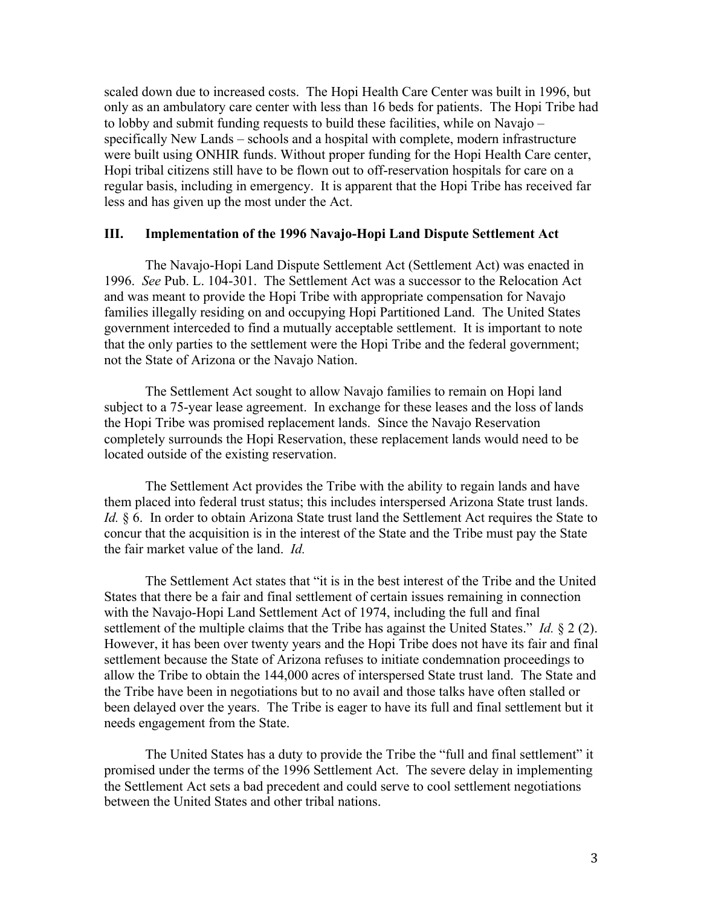scaled down due to increased costs. The Hopi Health Care Center was built in 1996, but only as an ambulatory care center with less than 16 beds for patients. The Hopi Tribe had to lobby and submit funding requests to build these facilities, while on Navajo – specifically New Lands – schools and a hospital with complete, modern infrastructure were built using ONHIR funds. Without proper funding for the Hopi Health Care center, Hopi tribal citizens still have to be flown out to off-reservation hospitals for care on a regular basis, including in emergency. It is apparent that the Hopi Tribe has received far less and has given up the most under the Act.

## III. Implementation of the 1996 Navajo-Hopi Land Dispute Settlement Act

The Navajo-Hopi Land Dispute Settlement Act (Settlement Act) was enacted in 1996. *See* Pub. L. 104-301. The Settlement Act was a successor to the Relocation Act and was meant to provide the Hopi Tribe with appropriate compensation for Navajo families illegally residing on and occupying Hopi Partitioned Land. The United States government interceded to find a mutually acceptable settlement. It is important to note that the only parties to the settlement were the Hopi Tribe and the federal government; not the State of Arizona or the Navajo Nation.

The Settlement Act sought to allow Navajo families to remain on Hopi land subject to a 75-year lease agreement. In exchange for these leases and the loss of lands the Hopi Tribe was promised replacement lands. Since the Navajo Reservation completely surrounds the Hopi Reservation, these replacement lands would need to be located outside of the existing reservation.

The Settlement Act provides the Tribe with the ability to regain lands and have them placed into federal trust status; this includes interspersed Arizona State trust lands. *Id.* § 6. In order to obtain Arizona State trust land the Settlement Act requires the State to concur that the acquisition is in the interest of the State and the Tribe must pay the State the fair market value of the land. *Id.*

The Settlement Act states that "it is in the best interest of the Tribe and the United States that there be a fair and final settlement of certain issues remaining in connection with the Navajo-Hopi Land Settlement Act of 1974, including the full and final settlement of the multiple claims that the Tribe has against the United States." *Id.* § 2 (2). However, it has been over twenty years and the Hopi Tribe does not have its fair and final settlement because the State of Arizona refuses to initiate condemnation proceedings to allow the Tribe to obtain the 144,000 acres of interspersed State trust land. The State and the Tribe have been in negotiations but to no avail and those talks have often stalled or been delayed over the years. The Tribe is eager to have its full and final settlement but it needs engagement from the State.

The United States has a duty to provide the Tribe the "full and final settlement" it promised under the terms of the 1996 Settlement Act. The severe delay in implementing the Settlement Act sets a bad precedent and could serve to cool settlement negotiations between the United States and other tribal nations.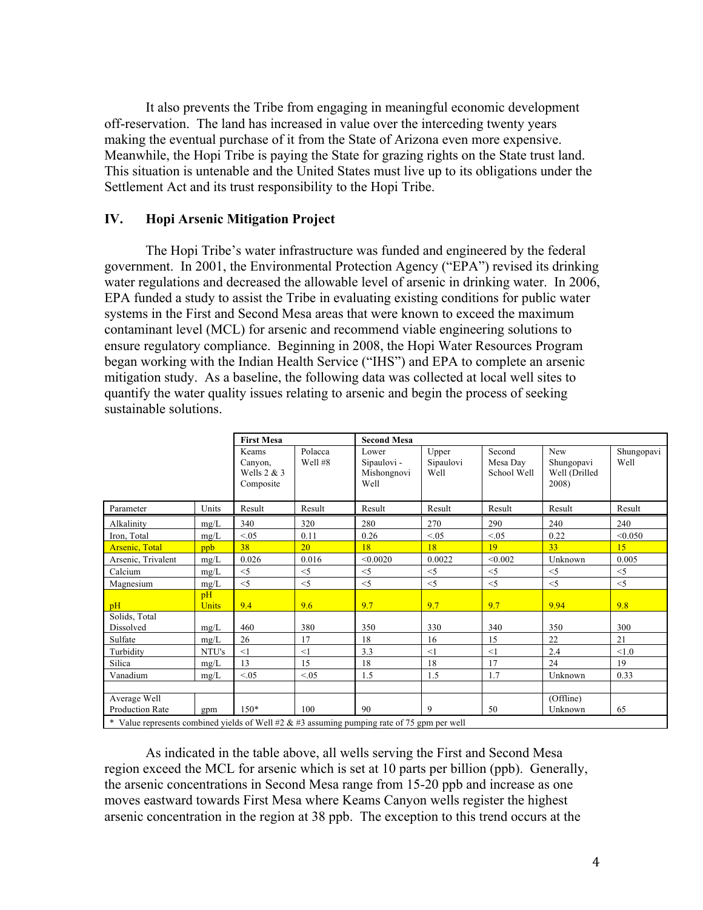It also prevents the Tribe from engaging in meaningful economic development off-reservation. The land has increased in value over the interceding twenty years making the eventual purchase of it from the State of Arizona even more expensive. Meanwhile, the Hopi Tribe is paying the State for grazing rights on the State trust land. This situation is untenable and the United States must live up to its obligations under the Settlement Act and its trust responsibility to the Hopi Tribe.

## IV. Hopi Arsenic Mitigation Project

The Hopi Tribe's water infrastructure was funded and engineered by the federal government. In 2001, the Environmental Protection Agency ("EPA") revised its drinking water regulations and decreased the allowable level of arsenic in drinking water. In 2006, EPA funded a study to assist the Tribe in evaluating existing conditions for public water systems in the First and Second Mesa areas that were known to exceed the maximum contaminant level (MCL) for arsenic and recommend viable engineering solutions to ensure regulatory compliance. Beginning in 2008, the Hopi Water Resources Program began working with the Indian Health Service ("IHS") and EPA to complete an arsenic mitigation study. As a baseline, the following data was collected at local well sites to quantify the water quality issues relating to arsenic and begin the process of seeking sustainable solutions.

| | | **First Mesa** | | **Second Mesa** | | | | |
|---|---|---|---|---|---|---|---|---|
| | | Keams Canyon, Wells 2 & 3 Composite | Polacca Well #8 | Lower Sipaulovi - Mishongnovi Well | Upper Sipaulovi Well | Second Mesa Day School Well | New Shungopavi Well (Drilled 2008) | Shungopavi Well |
| Parameter | Units | Result | Result | Result | Result | Result | Result | Result |
| Alkalinity | mg/L | 340 | 320 | 280 | 270 | 290 | 240 | 240 |
| Iron, Total | mg/L | <.05 | 0.11 | 0.26 | <.05 | <.05 | 0.22 | <0.050 |
| Arsenic, Total | ppb | 38 | 20 | 18 | 18 | 19 | 33 | 15 |
| Arsenic, Trivalent | mg/L | 0.026 | 0.016 | <0.0020 | 0.0022 | <0.002 | Unknown | 0.005 |
| Calcium | mg/L | <5 | <5 | <5 | <5 | <5 | <5 | <5 |
| Magnesium | mg/L | <5 | <5 | <5 | <5 | <5 | <5 | <5 |
| pH | pH Units | 9.4 | 9.6 | 9.7 | 9.7 | 9.7 | 9.94 | 9.8 |
| Solids, Total Dissolved | mg/L | 460 | 380 | 350 | 330 | 340 | 350 | 300 |
| Sulfate | mg/L | 26 | 17 | 18 | 16 | 15 | 22 | 21 |
| Turbidity | NTU's | <1 | <1 | 3.3 | <1 | <1 | 2.4 | <1.0 |
| Silica | mg/L | 13 | 15 | 18 | 18 | 17 | 24 | 19 |
| Vanadium | mg/L | <.05 | <.05 | 1.5 | 1.5 | 1.7 | Unknown | 0.33 |
| | | | | | | | | |
| Average Well Production Rate | gpm | 150* | 100 | 90 | 9 | 50 | (Offline) Unknown | 65 |

\* Value represents combined yields of Well #2 & #3 assuming pumping rate of 75 gpm per well

As indicated in the table above, all wells serving the First and Second Mesa region exceed the MCL for arsenic which is set at 10 parts per billion (ppb). Generally, the arsenic concentrations in Second Mesa range from 15-20 ppb and increase as one moves eastward towards First Mesa where Keams Canyon wells register the highest arsenic concentration in the region at 38 ppb. The exception to this trend occurs at the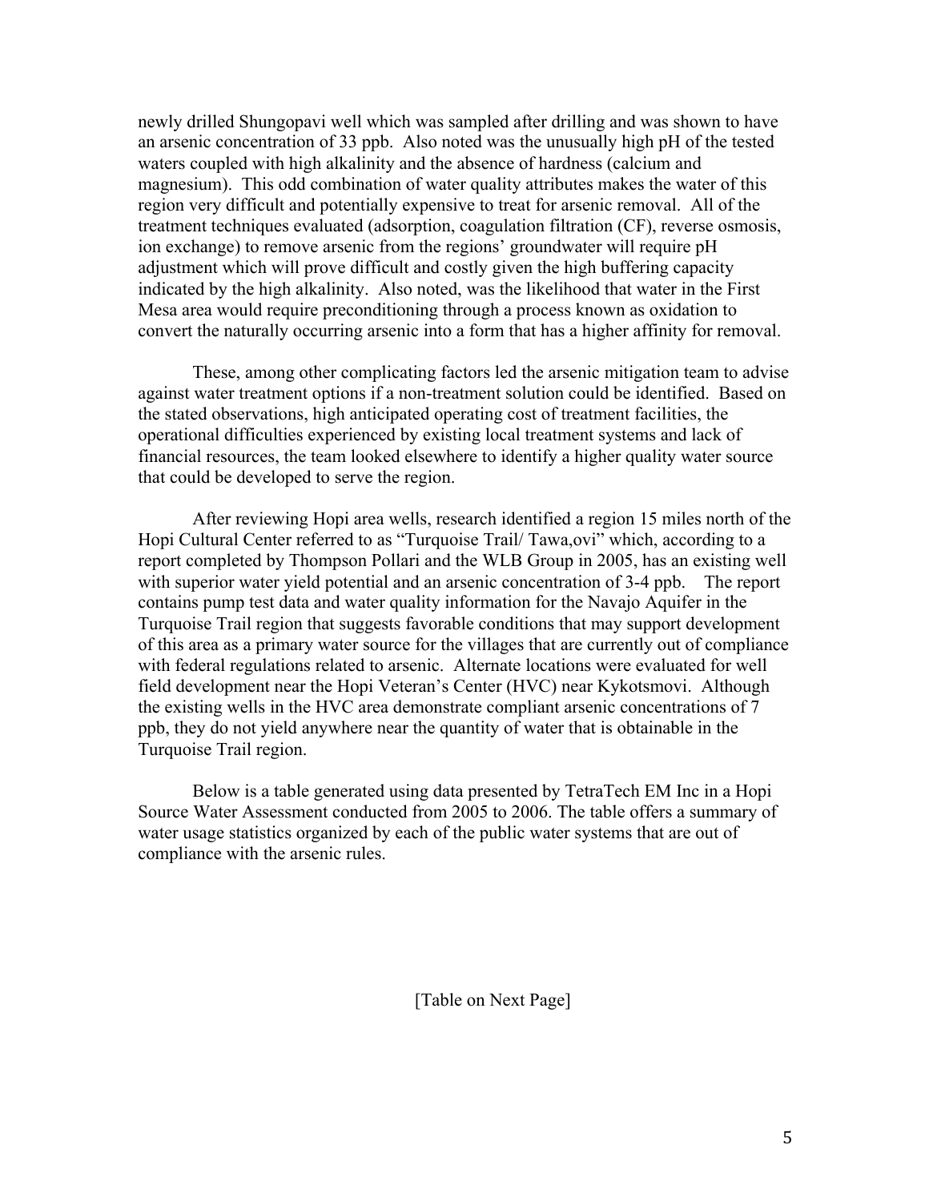newly drilled Shungopavi well which was sampled after drilling and was shown to have an arsenic concentration of 33 ppb. Also noted was the unusually high pH of the tested waters coupled with high alkalinity and the absence of hardness (calcium and magnesium). This odd combination of water quality attributes makes the water of this region very difficult and potentially expensive to treat for arsenic removal. All of the treatment techniques evaluated (adsorption, coagulation filtration (CF), reverse osmosis, ion exchange) to remove arsenic from the regions' groundwater will require pH adjustment which will prove difficult and costly given the high buffering capacity indicated by the high alkalinity. Also noted, was the likelihood that water in the First Mesa area would require preconditioning through a process known as oxidation to convert the naturally occurring arsenic into a form that has a higher affinity for removal.

These, among other complicating factors led the arsenic mitigation team to advise against water treatment options if a non-treatment solution could be identified. Based on the stated observations, high anticipated operating cost of treatment facilities, the operational difficulties experienced by existing local treatment systems and lack of financial resources, the team looked elsewhere to identify a higher quality water source that could be developed to serve the region.

After reviewing Hopi area wells, research identified a region 15 miles north of the Hopi Cultural Center referred to as "Turquoise Trail/ Tawa,ovi" which, according to a report completed by Thompson Pollari and the WLB Group in 2005, has an existing well with superior water yield potential and an arsenic concentration of 3-4 ppb. The report contains pump test data and water quality information for the Navajo Aquifer in the Turquoise Trail region that suggests favorable conditions that may support development of this area as a primary water source for the villages that are currently out of compliance with federal regulations related to arsenic. Alternate locations were evaluated for well field development near the Hopi Veteran's Center (HVC) near Kykotsmovi. Although the existing wells in the HVC area demonstrate compliant arsenic concentrations of 7 ppb, they do not yield anywhere near the quantity of water that is obtainable in the Turquoise Trail region.

Below is a table generated using data presented by TetraTech EM Inc in a Hopi Source Water Assessment conducted from 2005 to 2006. The table offers a summary of water usage statistics organized by each of the public water systems that are out of compliance with the arsenic rules.

[Table on Next Page]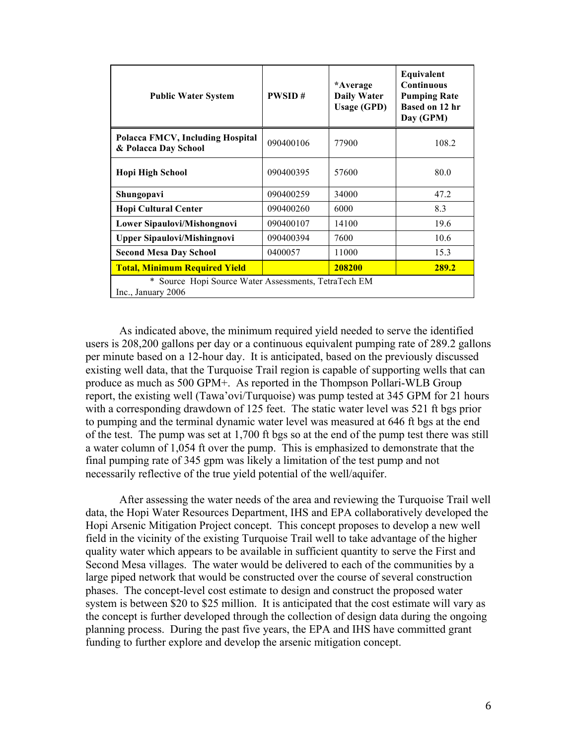| Public Water System | PWSID # | *Average Daily Water Usage (GPD) | Equivalent Continuous Pumping Rate Based on 12 hr Day (GPM) |
|---|---|---|---|
| **Polacca FMCV, Including Hospital & Polacca Day School** | 090400106 | 77900 | 108.2 |
| **Hopi High School** | 090400395 | 57600 | 80.0 |
| **Shungopavi** | 090400259 | 34000 | 47.2 |
| **Hopi Cultural Center** | 090400260 | 6000 | 8.3 |
| **Lower Sipaulovi/Mishongnovi** | 090400107 | 14100 | 19.6 |
| **Upper Sipaulovi/Mishingnovi** | 090400394 | 7600 | 10.6 |
| **Second Mesa Day School** | 0400057 | 11000 | 15.3 |
| **Total, Minimum Required Yield** | | **208200** | **289.2** |
| * Source Hopi Source Water Assessments, TetraTech EM Inc., January 2006 | | | |

As indicated above, the minimum required yield needed to serve the identified users is 208,200 gallons per day or a continuous equivalent pumping rate of 289.2 gallons per minute based on a 12-hour day. It is anticipated, based on the previously discussed existing well data, that the Turquoise Trail region is capable of supporting wells that can produce as much as 500 GPM+. As reported in the Thompson Pollari-WLB Group report, the existing well (Tawa'ovi/Turquoise) was pump tested at 345 GPM for 21 hours with a corresponding drawdown of 125 feet. The static water level was 521 ft bgs prior to pumping and the terminal dynamic water level was measured at 646 ft bgs at the end of the test. The pump was set at 1,700 ft bgs so at the end of the pump test there was still a water column of 1,054 ft over the pump. This is emphasized to demonstrate that the final pumping rate of 345 gpm was likely a limitation of the test pump and not necessarily reflective of the true yield potential of the well/aquifer.

After assessing the water needs of the area and reviewing the Turquoise Trail well data, the Hopi Water Resources Department, IHS and EPA collaboratively developed the Hopi Arsenic Mitigation Project concept. This concept proposes to develop a new well field in the vicinity of the existing Turquoise Trail well to take advantage of the higher quality water which appears to be available in sufficient quantity to serve the First and Second Mesa villages. The water would be delivered to each of the communities by a large piped network that would be constructed over the course of several construction phases. The concept-level cost estimate to design and construct the proposed water system is between $20 to $25 million. It is anticipated that the cost estimate will vary as the concept is further developed through the collection of design data during the ongoing planning process. During the past five years, the EPA and IHS have committed grant funding to further explore and develop the arsenic mitigation concept.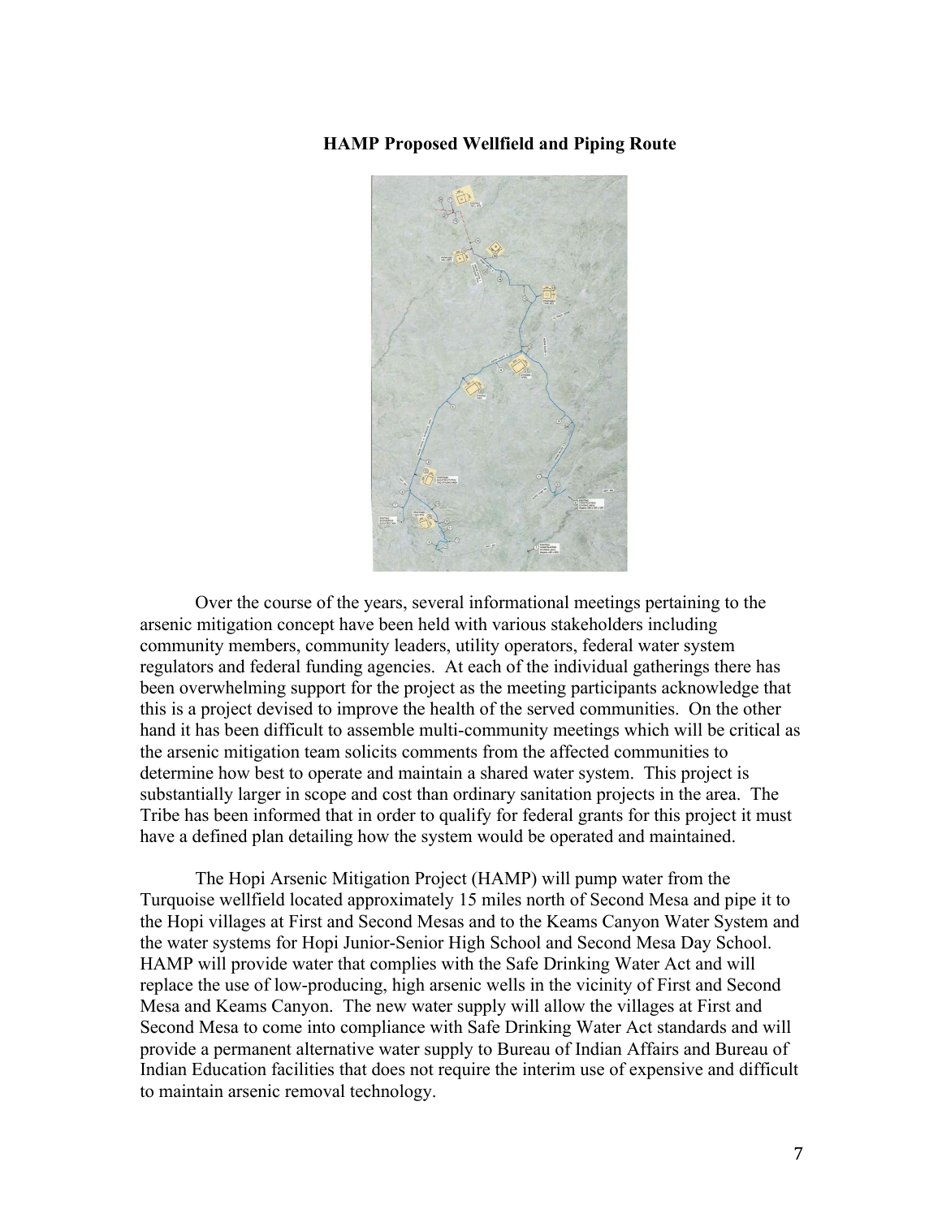**HAMP Proposed Wellfield and Piping Route**

Over the course of the years, several informational meetings pertaining to the arsenic mitigation concept have been held with various stakeholders including community members, community leaders, utility operators, federal water system regulators and federal funding agencies. At each of the individual gatherings there has been overwhelming support for the project as the meeting participants acknowledge that this is a project devised to improve the health of the served communities. On the other hand it has been difficult to assemble multi-community meetings which will be critical as the arsenic mitigation team solicits comments from the affected communities to determine how best to operate and maintain a shared water system. This project is substantially larger in scope and cost than ordinary sanitation projects in the area. The Tribe has been informed that in order to qualify for federal grants for this project it must have a defined plan detailing how the system would be operated and maintained.

The Hopi Arsenic Mitigation Project (HAMP) will pump water from the Turquoise wellfield located approximately 15 miles north of Second Mesa and pipe it to the Hopi villages at First and Second Mesas and to the Keams Canyon Water System and the water systems for Hopi Junior-Senior High School and Second Mesa Day School. HAMP will provide water that complies with the Safe Drinking Water Act and will replace the use of low-producing, high arsenic wells in the vicinity of First and Second Mesa and Keams Canyon. The new water supply will allow the villages at First and Second Mesa to come into compliance with Safe Drinking Water Act standards and will provide a permanent alternative water supply to Bureau of Indian Affairs and Bureau of Indian Education facilities that does not require the interim use of expensive and difficult to maintain arsenic removal technology.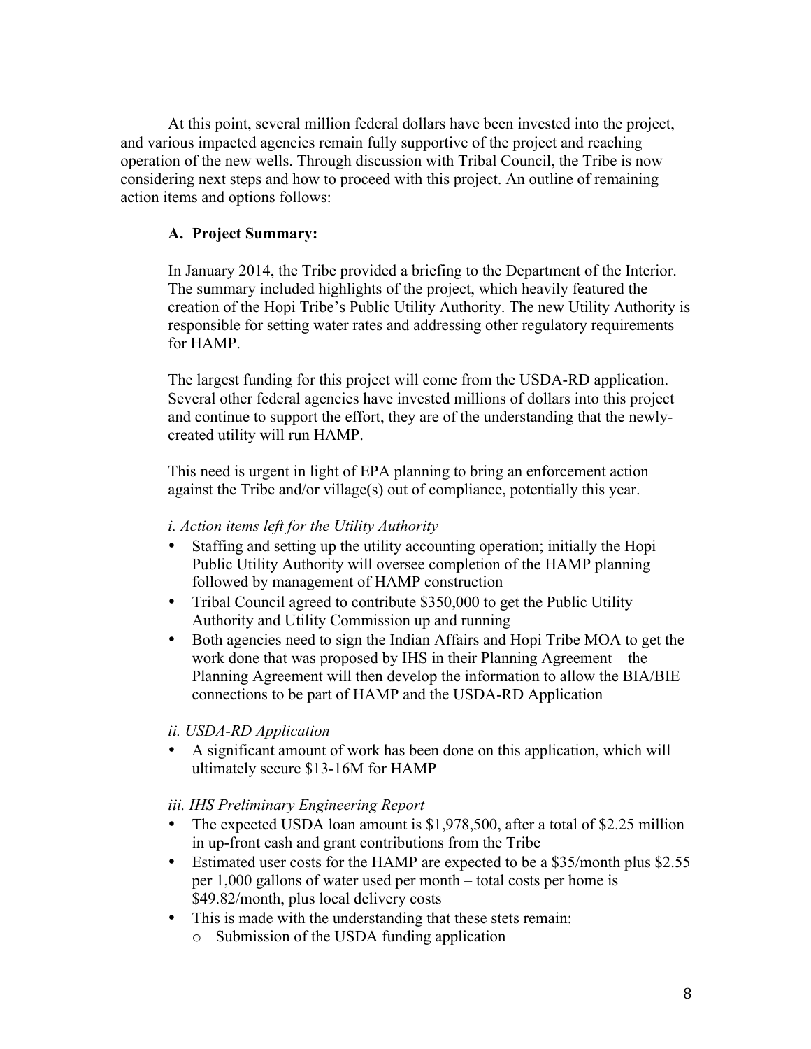At this point, several million federal dollars have been invested into the project, and various impacted agencies remain fully supportive of the project and reaching operation of the new wells. Through discussion with Tribal Council, the Tribe is now considering next steps and how to proceed with this project. An outline of remaining action items and options follows:

**A. Project Summary:**

In January 2014, the Tribe provided a briefing to the Department of the Interior. The summary included highlights of the project, which heavily featured the creation of the Hopi Tribe's Public Utility Authority. The new Utility Authority is responsible for setting water rates and addressing other regulatory requirements for HAMP.

The largest funding for this project will come from the USDA-RD application. Several other federal agencies have invested millions of dollars into this project and continue to support the effort, they are of the understanding that the newly-created utility will run HAMP.

This need is urgent in light of EPA planning to bring an enforcement action against the Tribe and/or village(s) out of compliance, potentially this year.

*i. Action items left for the Utility Authority*

- Staffing and setting up the utility accounting operation; initially the Hopi Public Utility Authority will oversee completion of the HAMP planning followed by management of HAMP construction
- Tribal Council agreed to contribute $350,000 to get the Public Utility Authority and Utility Commission up and running
- Both agencies need to sign the Indian Affairs and Hopi Tribe MOA to get the work done that was proposed by IHS in their Planning Agreement – the Planning Agreement will then develop the information to allow the BIA/BIE connections to be part of HAMP and the USDA-RD Application

*ii. USDA-RD Application*

- A significant amount of work has been done on this application, which will ultimately secure $13-16M for HAMP

*iii. IHS Preliminary Engineering Report*

- The expected USDA loan amount is $1,978,500, after a total of $2.25 million in up-front cash and grant contributions from the Tribe
- Estimated user costs for the HAMP are expected to be a $35/month plus $2.55 per 1,000 gallons of water used per month – total costs per home is $49.82/month, plus local delivery costs
- This is made with the understanding that these stets remain:
  - Submission of the USDA funding application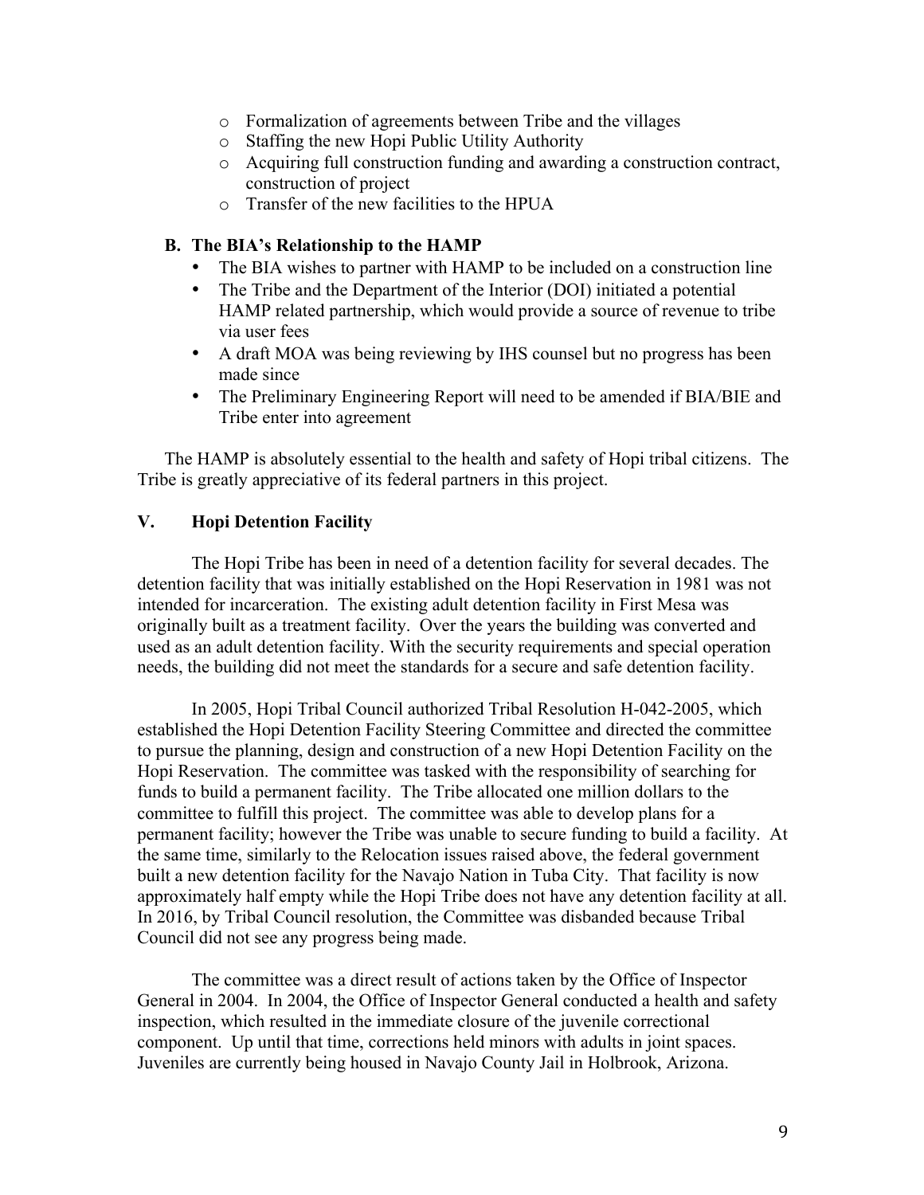- Formalization of agreements between Tribe and the villages
- Staffing the new Hopi Public Utility Authority
- Acquiring full construction funding and awarding a construction contract, construction of project
- Transfer of the new facilities to the HPUA

### B. The BIA's Relationship to the HAMP

- The BIA wishes to partner with HAMP to be included on a construction line
- The Tribe and the Department of the Interior (DOI) initiated a potential HAMP related partnership, which would provide a source of revenue to tribe via user fees
- A draft MOA was being reviewing by IHS counsel but no progress has been made since
- The Preliminary Engineering Report will need to be amended if BIA/BIE and Tribe enter into agreement

The HAMP is absolutely essential to the health and safety of Hopi tribal citizens. The Tribe is greatly appreciative of its federal partners in this project.

## V. Hopi Detention Facility

The Hopi Tribe has been in need of a detention facility for several decades. The detention facility that was initially established on the Hopi Reservation in 1981 was not intended for incarceration. The existing adult detention facility in First Mesa was originally built as a treatment facility. Over the years the building was converted and used as an adult detention facility. With the security requirements and special operation needs, the building did not meet the standards for a secure and safe detention facility.

In 2005, Hopi Tribal Council authorized Tribal Resolution H-042-2005, which established the Hopi Detention Facility Steering Committee and directed the committee to pursue the planning, design and construction of a new Hopi Detention Facility on the Hopi Reservation. The committee was tasked with the responsibility of searching for funds to build a permanent facility. The Tribe allocated one million dollars to the committee to fulfill this project. The committee was able to develop plans for a permanent facility; however the Tribe was unable to secure funding to build a facility. At the same time, similarly to the Relocation issues raised above, the federal government built a new detention facility for the Navajo Nation in Tuba City. That facility is now approximately half empty while the Hopi Tribe does not have any detention facility at all. In 2016, by Tribal Council resolution, the Committee was disbanded because Tribal Council did not see any progress being made.

The committee was a direct result of actions taken by the Office of Inspector General in 2004. In 2004, the Office of Inspector General conducted a health and safety inspection, which resulted in the immediate closure of the juvenile correctional component. Up until that time, corrections held minors with adults in joint spaces. Juveniles are currently being housed in Navajo County Jail in Holbrook, Arizona.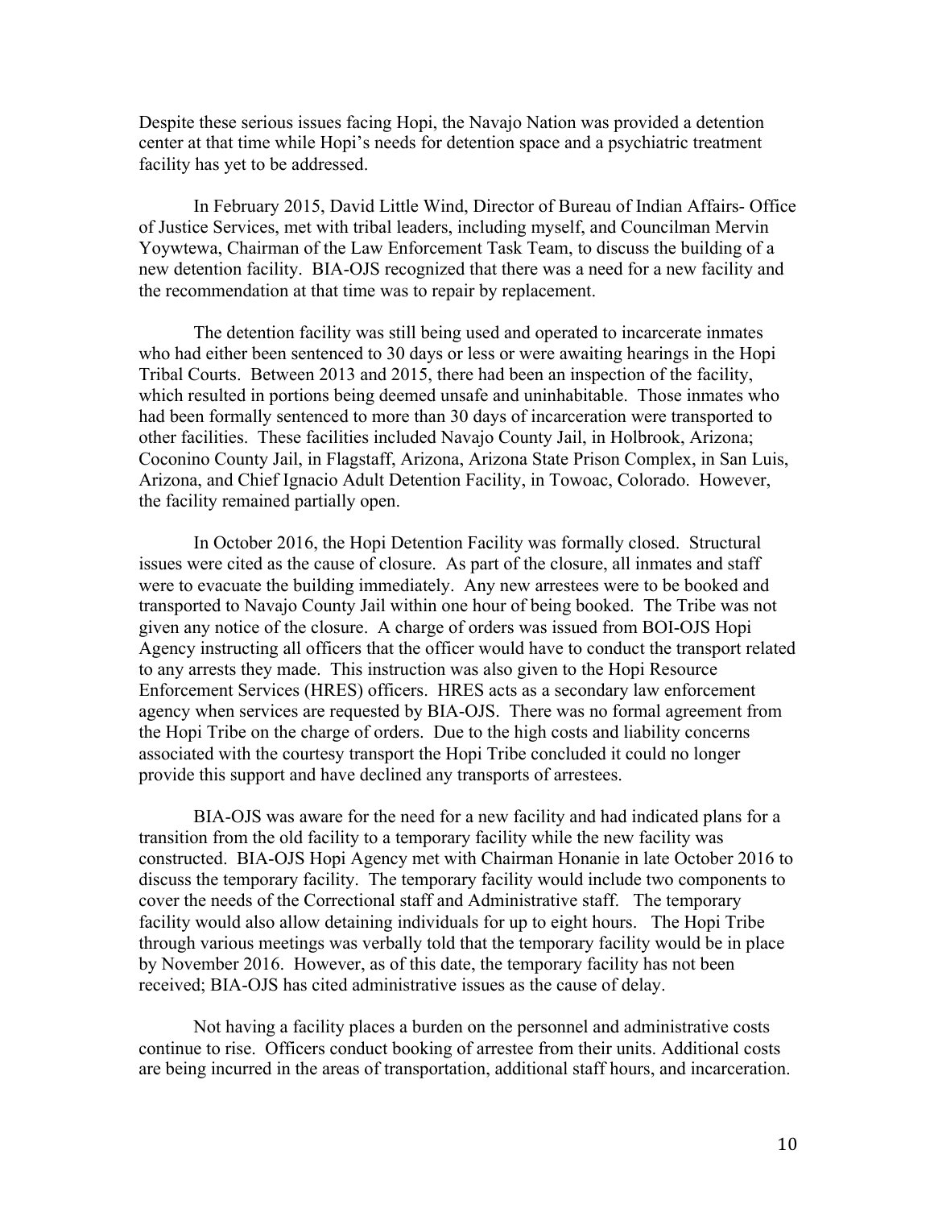Despite these serious issues facing Hopi, the Navajo Nation was provided a detention center at that time while Hopi's needs for detention space and a psychiatric treatment facility has yet to be addressed.

In February 2015, David Little Wind, Director of Bureau of Indian Affairs- Office of Justice Services, met with tribal leaders, including myself, and Councilman Mervin Yoywtewa, Chairman of the Law Enforcement Task Team, to discuss the building of a new detention facility. BIA-OJS recognized that there was a need for a new facility and the recommendation at that time was to repair by replacement.

The detention facility was still being used and operated to incarcerate inmates who had either been sentenced to 30 days or less or were awaiting hearings in the Hopi Tribal Courts. Between 2013 and 2015, there had been an inspection of the facility, which resulted in portions being deemed unsafe and uninhabitable. Those inmates who had been formally sentenced to more than 30 days of incarceration were transported to other facilities. These facilities included Navajo County Jail, in Holbrook, Arizona; Coconino County Jail, in Flagstaff, Arizona, Arizona State Prison Complex, in San Luis, Arizona, and Chief Ignacio Adult Detention Facility, in Towoac, Colorado. However, the facility remained partially open.

In October 2016, the Hopi Detention Facility was formally closed. Structural issues were cited as the cause of closure. As part of the closure, all inmates and staff were to evacuate the building immediately. Any new arrestees were to be booked and transported to Navajo County Jail within one hour of being booked. The Tribe was not given any notice of the closure. A charge of orders was issued from BOI-OJS Hopi Agency instructing all officers that the officer would have to conduct the transport related to any arrests they made. This instruction was also given to the Hopi Resource Enforcement Services (HRES) officers. HRES acts as a secondary law enforcement agency when services are requested by BIA-OJS. There was no formal agreement from the Hopi Tribe on the charge of orders. Due to the high costs and liability concerns associated with the courtesy transport the Hopi Tribe concluded it could no longer provide this support and have declined any transports of arrestees.

BIA-OJS was aware for the need for a new facility and had indicated plans for a transition from the old facility to a temporary facility while the new facility was constructed. BIA-OJS Hopi Agency met with Chairman Honanie in late October 2016 to discuss the temporary facility. The temporary facility would include two components to cover the needs of the Correctional staff and Administrative staff. The temporary facility would also allow detaining individuals for up to eight hours. The Hopi Tribe through various meetings was verbally told that the temporary facility would be in place by November 2016. However, as of this date, the temporary facility has not been received; BIA-OJS has cited administrative issues as the cause of delay.

Not having a facility places a burden on the personnel and administrative costs continue to rise. Officers conduct booking of arrestee from their units. Additional costs are being incurred in the areas of transportation, additional staff hours, and incarceration.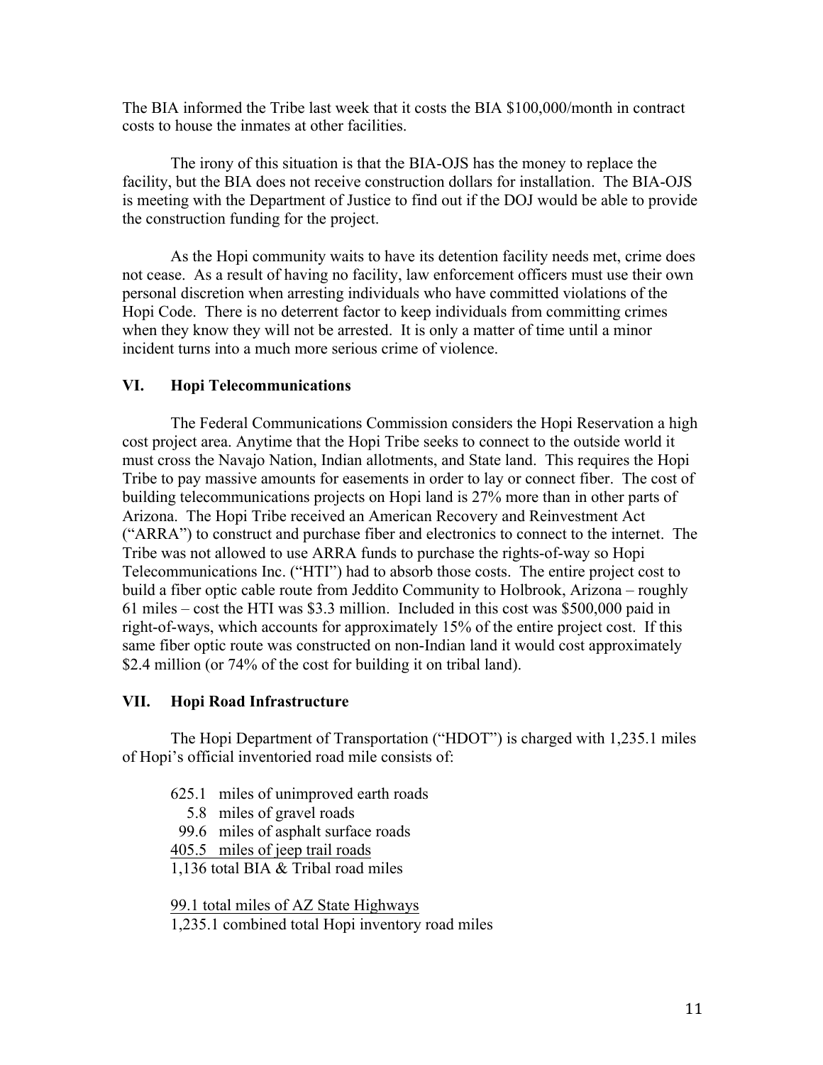The BIA informed the Tribe last week that it costs the BIA $100,000/month in contract costs to house the inmates at other facilities.

The irony of this situation is that the BIA-OJS has the money to replace the facility, but the BIA does not receive construction dollars for installation. The BIA-OJS is meeting with the Department of Justice to find out if the DOJ would be able to provide the construction funding for the project.

As the Hopi community waits to have its detention facility needs met, crime does not cease. As a result of having no facility, law enforcement officers must use their own personal discretion when arresting individuals who have committed violations of the Hopi Code. There is no deterrent factor to keep individuals from committing crimes when they know they will not be arrested. It is only a matter of time until a minor incident turns into a much more serious crime of violence.

## VI. Hopi Telecommunications

The Federal Communications Commission considers the Hopi Reservation a high cost project area. Anytime that the Hopi Tribe seeks to connect to the outside world it must cross the Navajo Nation, Indian allotments, and State land. This requires the Hopi Tribe to pay massive amounts for easements in order to lay or connect fiber. The cost of building telecommunications projects on Hopi land is 27% more than in other parts of Arizona. The Hopi Tribe received an American Recovery and Reinvestment Act ("ARRA") to construct and purchase fiber and electronics to connect to the internet. The Tribe was not allowed to use ARRA funds to purchase the rights-of-way so Hopi Telecommunications Inc. ("HTI") had to absorb those costs. The entire project cost to build a fiber optic cable route from Jeddito Community to Holbrook, Arizona – roughly 61 miles – cost the HTI was $3.3 million. Included in this cost was $500,000 paid in right-of-ways, which accounts for approximately 15% of the entire project cost. If this same fiber optic route was constructed on non-Indian land it would cost approximately $2.4 million (or 74% of the cost for building it on tribal land).

## VII. Hopi Road Infrastructure

The Hopi Department of Transportation ("HDOT") is charged with 1,235.1 miles of Hopi's official inventoried road mile consists of:

625.1 miles of unimproved earth roads
5.8 miles of gravel roads
99.6 miles of asphalt surface roads
405.5 miles of jeep trail roads
1,136 total BIA & Tribal road miles

99.1 total miles of AZ State Highways
1,235.1 combined total Hopi inventory road miles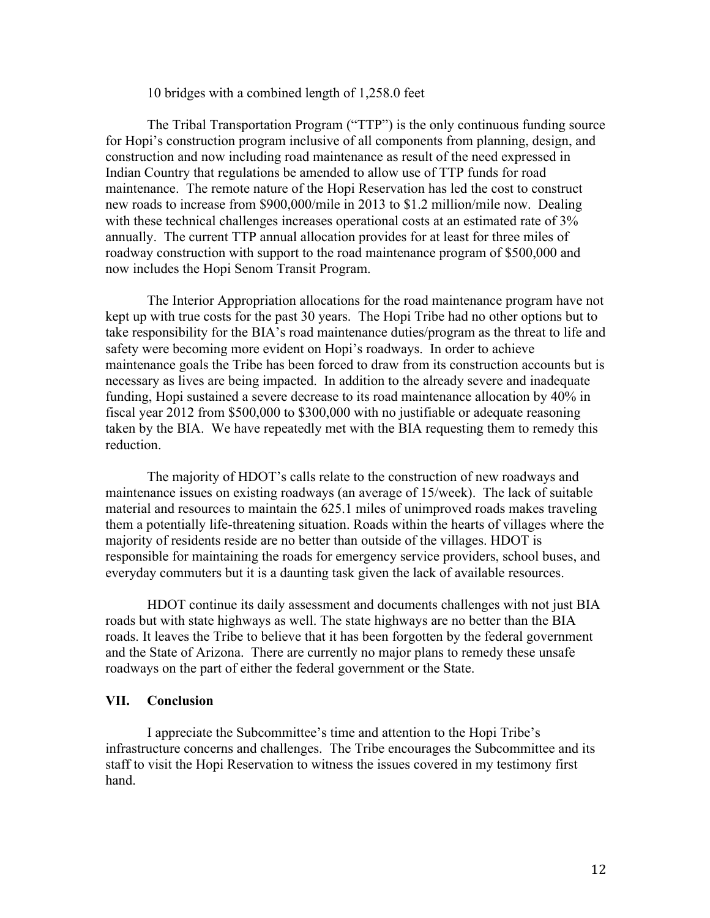10 bridges with a combined length of 1,258.0 feet

The Tribal Transportation Program ("TTP") is the only continuous funding source for Hopi's construction program inclusive of all components from planning, design, and construction and now including road maintenance as result of the need expressed in Indian Country that regulations be amended to allow use of TTP funds for road maintenance. The remote nature of the Hopi Reservation has led the cost to construct new roads to increase from $900,000/mile in 2013 to $1.2 million/mile now. Dealing with these technical challenges increases operational costs at an estimated rate of 3% annually. The current TTP annual allocation provides for at least for three miles of roadway construction with support to the road maintenance program of $500,000 and now includes the Hopi Senom Transit Program.

The Interior Appropriation allocations for the road maintenance program have not kept up with true costs for the past 30 years. The Hopi Tribe had no other options but to take responsibility for the BIA's road maintenance duties/program as the threat to life and safety were becoming more evident on Hopi's roadways. In order to achieve maintenance goals the Tribe has been forced to draw from its construction accounts but is necessary as lives are being impacted. In addition to the already severe and inadequate funding, Hopi sustained a severe decrease to its road maintenance allocation by 40% in fiscal year 2012 from $500,000 to $300,000 with no justifiable or adequate reasoning taken by the BIA. We have repeatedly met with the BIA requesting them to remedy this reduction.

The majority of HDOT's calls relate to the construction of new roadways and maintenance issues on existing roadways (an average of 15/week). The lack of suitable material and resources to maintain the 625.1 miles of unimproved roads makes traveling them a potentially life-threatening situation. Roads within the hearts of villages where the majority of residents reside are no better than outside of the villages. HDOT is responsible for maintaining the roads for emergency service providers, school buses, and everyday commuters but it is a daunting task given the lack of available resources.

HDOT continue its daily assessment and documents challenges with not just BIA roads but with state highways as well. The state highways are no better than the BIA roads. It leaves the Tribe to believe that it has been forgotten by the federal government and the State of Arizona. There are currently no major plans to remedy these unsafe roadways on the part of either the federal government or the State.

## VII. Conclusion

I appreciate the Subcommittee's time and attention to the Hopi Tribe's infrastructure concerns and challenges. The Tribe encourages the Subcommittee and its staff to visit the Hopi Reservation to witness the issues covered in my testimony first hand.